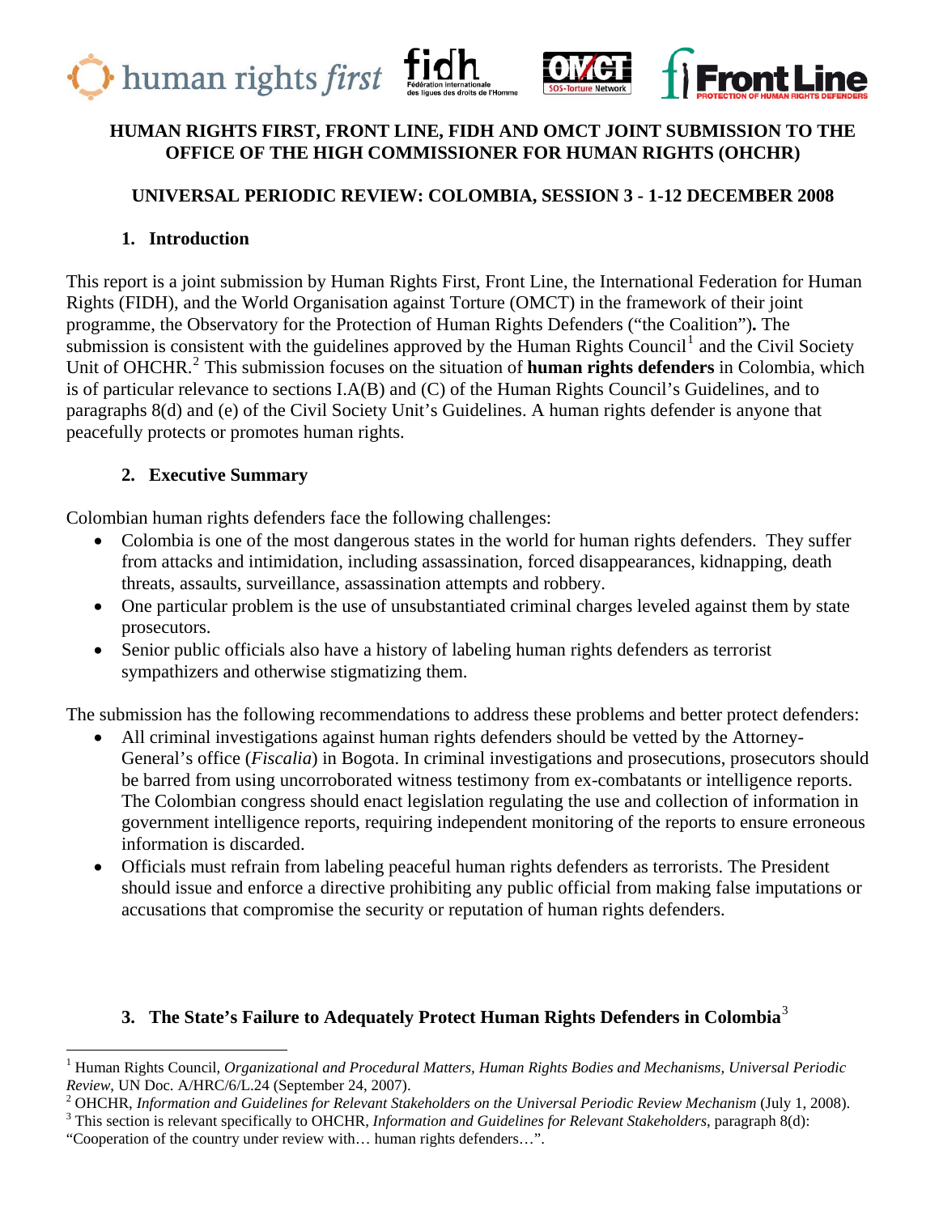**HUMAN RIGHTS FIRST, FRONT LINE, FIDH AND OMCT JOINT SUBMISSION TO THE OFFICE OF THE HIGH COMMISSIONER FOR HUMAN RIGHTS (OHCHR)**

**UNIVERSAL PERIODIC REVIEW: COLOMBIA, SESSION 3 - 1-12 DECEMBER 2008**

## 1. Introduction

This report is a joint submission by Human Rights First, Front Line, the International Federation for Human Rights (FIDH), and the World Organisation against Torture (OMCT) in the framework of their joint programme, the Observatory for the Protection of Human Rights Defenders ("the Coalition")**.** The submission is consistent with the guidelines approved by the Human Rights Council[1] and the Civil Society Unit of OHCHR.[2] This submission focuses on the situation of **human rights defenders** in Colombia, which is of particular relevance to sections I.A(B) and (C) of the Human Rights Council's Guidelines, and to paragraphs 8(d) and (e) of the Civil Society Unit's Guidelines. A human rights defender is anyone that peacefully protects or promotes human rights.

## 2. Executive Summary

Colombian human rights defenders face the following challenges:

- Colombia is one of the most dangerous states in the world for human rights defenders. They suffer from attacks and intimidation, including assassination, forced disappearances, kidnapping, death threats, assaults, surveillance, assassination attempts and robbery.
- One particular problem is the use of unsubstantiated criminal charges leveled against them by state prosecutors.
- Senior public officials also have a history of labeling human rights defenders as terrorist sympathizers and otherwise stigmatizing them.

The submission has the following recommendations to address these problems and better protect defenders:

- All criminal investigations against human rights defenders should be vetted by the Attorney-General's office (*Fiscalia*) in Bogota. In criminal investigations and prosecutions, prosecutors should be barred from using uncorroborated witness testimony from ex-combatants or intelligence reports. The Colombian congress should enact legislation regulating the use and collection of information in government intelligence reports, requiring independent monitoring of the reports to ensure erroneous information is discarded.
- Officials must refrain from labeling peaceful human rights defenders as terrorists. The President should issue and enforce a directive prohibiting any public official from making false imputations or accusations that compromise the security or reputation of human rights defenders.

## 3. The State's Failure to Adequately Protect Human Rights Defenders in Colombia[3]

---

[1] Human Rights Council, *Organizational and Procedural Matters, Human Rights Bodies and Mechanisms, Universal Periodic Review*, UN Doc. A/HRC/6/L.24 (September 24, 2007).

[2] OHCHR, *Information and Guidelines for Relevant Stakeholders on the Universal Periodic Review Mechanism* (July 1, 2008).

[3] This section is relevant specifically to OHCHR, *Information and Guidelines for Relevant Stakeholders*, paragraph 8(d): "Cooperation of the country under review with… human rights defenders…".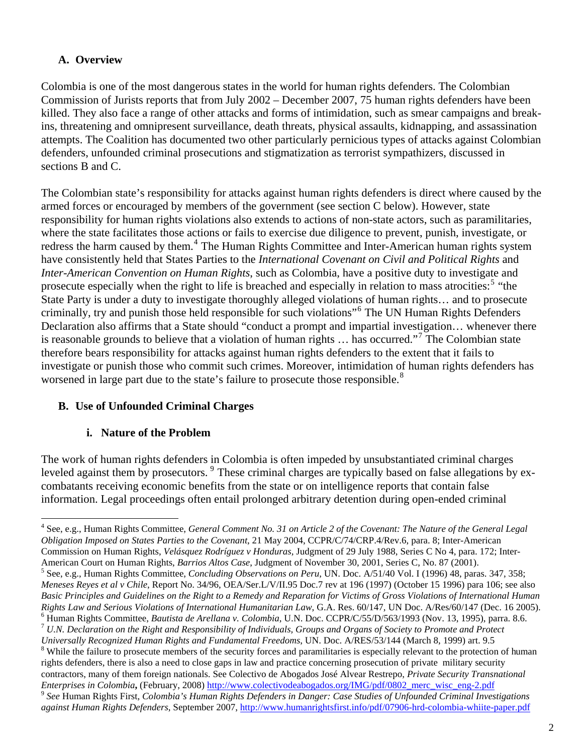## A. Overview

Colombia is one of the most dangerous states in the world for human rights defenders. The Colombian Commission of Jurists reports that from July 2002 – December 2007, 75 human rights defenders have been killed. They also face a range of other attacks and forms of intimidation, such as smear campaigns and break-ins, threatening and omnipresent surveillance, death threats, physical assaults, kidnapping, and assassination attempts. The Coalition has documented two other particularly pernicious types of attacks against Colombian defenders, unfounded criminal prosecutions and stigmatization as terrorist sympathizers, discussed in sections B and C.

The Colombian state's responsibility for attacks against human rights defenders is direct where caused by the armed forces or encouraged by members of the government (see section C below). However, state responsibility for human rights violations also extends to actions of non-state actors, such as paramilitaries, where the state facilitates those actions or fails to exercise due diligence to prevent, punish, investigate, or redress the harm caused by them.[4] The Human Rights Committee and Inter-American human rights system have consistently held that States Parties to the *International Covenant on Civil and Political Rights* and *Inter-American Convention on Human Rights*, such as Colombia, have a positive duty to investigate and prosecute especially when the right to life is breached and especially in relation to mass atrocities:[5] "the State Party is under a duty to investigate thoroughly alleged violations of human rights… and to prosecute criminally, try and punish those held responsible for such violations"[6] The UN Human Rights Defenders Declaration also affirms that a State should "conduct a prompt and impartial investigation… whenever there is reasonable grounds to believe that a violation of human rights … has occurred."[7] The Colombian state therefore bears responsibility for attacks against human rights defenders to the extent that it fails to investigate or punish those who commit such crimes. Moreover, intimidation of human rights defenders has worsened in large part due to the state's failure to prosecute those responsible.[8]

## B. Use of Unfounded Criminal Charges

### i. Nature of the Problem

The work of human rights defenders in Colombia is often impeded by unsubstantiated criminal charges leveled against them by prosecutors. [9] These criminal charges are typically based on false allegations by ex-combatants receiving economic benefits from the state or on intelligence reports that contain false information. Legal proceedings often entail prolonged arbitrary detention during open-ended criminal

---

[4] See, e.g., Human Rights Committee, *General Comment No. 31 on Article 2 of the Covenant: The Nature of the General Legal Obligation Imposed on States Parties to the Covenant*, 21 May 2004, CCPR/C/74/CRP.4/Rev.6, para. 8; Inter-American Commission on Human Rights, *Velásquez Rodríguez v Honduras*, Judgment of 29 July 1988, Series C No 4, para. 172; Inter-American Court on Human Rights, *Barrios Altos Case*, Judgment of November 30, 2001, Series C, No. 87 (2001).

[5] See, e.g., Human Rights Committee, *Concluding Observations on Peru*, UN. Doc. A/51/40 Vol. I (1996) 48, paras. 347, 358; *Meneses Reyes et al v Chile*, Report No. 34/96, OEA/Ser.L/V/II.95 Doc.7 rev at 196 (1997) (October 15 1996) para 106; see also *Basic Principles and Guidelines on the Right to a Remedy and Reparation for Victims of Gross Violations of International Human Rights Law and Serious Violations of International Humanitarian Law*, G.A. Res. 60/147, UN Doc. A/Res/60/147 (Dec. 16 2005).

[6] Human Rights Committee, *Bautista de Arellana v. Colombia*, U.N. Doc. CCPR/C/55/D/563/1993 (Nov. 13, 1995), parra. 8.6.

[7] *U.N. Declaration on the Right and Responsibility of Individuals, Groups and Organs of Society to Promote and Protect Universally Recognized Human Rights and Fundamental Freedoms*, UN. Doc. A/RES/53/144 (March 8, 1999) art. 9.5

[8] While the failure to prosecute members of the security forces and paramilitaries is especially relevant to the protection of human rights defenders, there is also a need to close gaps in law and practice concerning prosecution of private military security contractors, many of them foreign nationals. See Colectivo de Abogados José Alvear Restrepo, *Private Security Transnational Enterprises in Colombia*, (February, 2008) http://www.colectivodeabogados.org/IMG/pdf/0802_merc_wisc_eng-2.pdf

[9] *See* Human Rights First, *Colombia's Human Rights Defenders in Danger: Case Studies of Unfounded Criminal Investigations against Human Rights Defenders*, September 2007, http://www.humanrightsfirst.info/pdf/07906-hrd-colombia-whiite-paper.pdf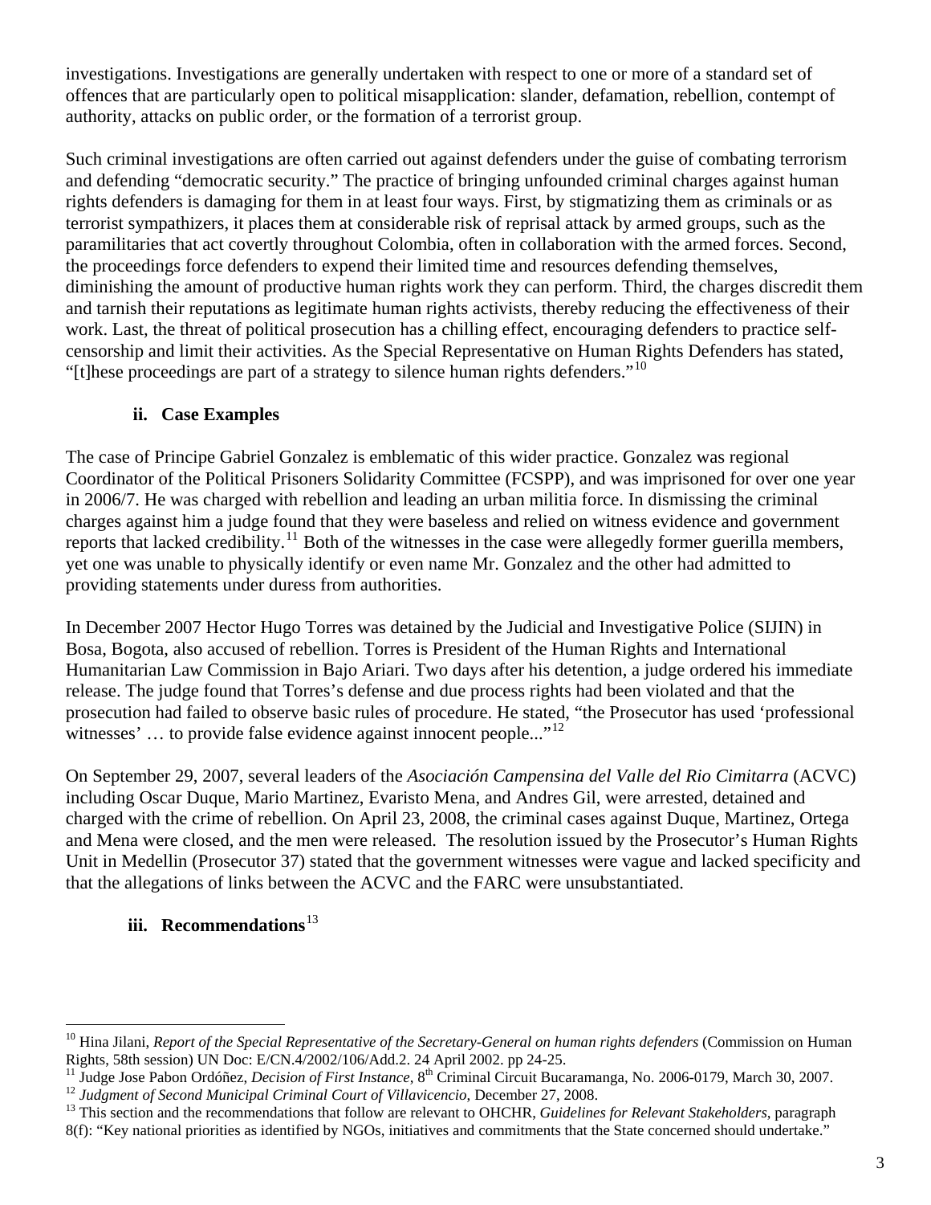investigations. Investigations are generally undertaken with respect to one or more of a standard set of offences that are particularly open to political misapplication: slander, defamation, rebellion, contempt of authority, attacks on public order, or the formation of a terrorist group.

Such criminal investigations are often carried out against defenders under the guise of combating terrorism and defending "democratic security." The practice of bringing unfounded criminal charges against human rights defenders is damaging for them in at least four ways. First, by stigmatizing them as criminals or as terrorist sympathizers, it places them at considerable risk of reprisal attack by armed groups, such as the paramilitaries that act covertly throughout Colombia, often in collaboration with the armed forces. Second, the proceedings force defenders to expend their limited time and resources defending themselves, diminishing the amount of productive human rights work they can perform. Third, the charges discredit them and tarnish their reputations as legitimate human rights activists, thereby reducing the effectiveness of their work. Last, the threat of political prosecution has a chilling effect, encouraging defenders to practice self-censorship and limit their activities. As the Special Representative on Human Rights Defenders has stated, "[t]hese proceedings are part of a strategy to silence human rights defenders."[10]

### ii. Case Examples

The case of Principe Gabriel Gonzalez is emblematic of this wider practice. Gonzalez was regional Coordinator of the Political Prisoners Solidarity Committee (FCSPP), and was imprisoned for over one year in 2006/7. He was charged with rebellion and leading an urban militia force. In dismissing the criminal charges against him a judge found that they were baseless and relied on witness evidence and government reports that lacked credibility.[11] Both of the witnesses in the case were allegedly former guerilla members, yet one was unable to physically identify or even name Mr. Gonzalez and the other had admitted to providing statements under duress from authorities.

In December 2007 Hector Hugo Torres was detained by the Judicial and Investigative Police (SIJIN) in Bosa, Bogota, also accused of rebellion. Torres is President of the Human Rights and International Humanitarian Law Commission in Bajo Ariari. Two days after his detention, a judge ordered his immediate release. The judge found that Torres's defense and due process rights had been violated and that the prosecution had failed to observe basic rules of procedure. He stated, "the Prosecutor has used 'professional witnesses' … to provide false evidence against innocent people..."[12]

On September 29, 2007, several leaders of the *Asociación Campensina del Valle del Rio Cimitarra* (ACVC) including Oscar Duque, Mario Martinez, Evaristo Mena, and Andres Gil, were arrested, detained and charged with the crime of rebellion. On April 23, 2008, the criminal cases against Duque, Martinez, Ortega and Mena were closed, and the men were released. The resolution issued by the Prosecutor's Human Rights Unit in Medellin (Prosecutor 37) stated that the government witnesses were vague and lacked specificity and that the allegations of links between the ACVC and the FARC were unsubstantiated.

### iii. Recommendations[13]

---

[10] Hina Jilani, *Report of the Special Representative of the Secretary-General on human rights defenders* (Commission on Human Rights, 58th session) UN Doc: E/CN.4/2002/106/Add.2. 24 April 2002. pp 24-25.

[11] Judge Jose Pabon Ordóñez, *Decision of First Instance*, 8th Criminal Circuit Bucaramanga, No. 2006-0179, March 30, 2007.

[12] *Judgment of Second Municipal Criminal Court of Villavicencio*, December 27, 2008.

[13] This section and the recommendations that follow are relevant to OHCHR, *Guidelines for Relevant Stakeholders*, paragraph 8(f): "Key national priorities as identified by NGOs, initiatives and commitments that the State concerned should undertake."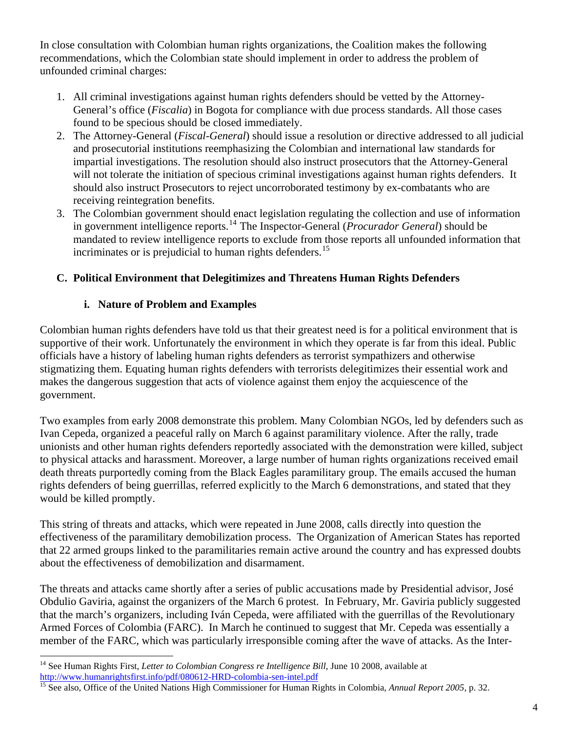In close consultation with Colombian human rights organizations, the Coalition makes the following recommendations, which the Colombian state should implement in order to address the problem of unfounded criminal charges:

1. All criminal investigations against human rights defenders should be vetted by the Attorney-General's office (*Fiscalia*) in Bogota for compliance with due process standards. All those cases found to be specious should be closed immediately.
2. The Attorney-General (*Fiscal-General*) should issue a resolution or directive addressed to all judicial and prosecutorial institutions reemphasizing the Colombian and international law standards for impartial investigations. The resolution should also instruct prosecutors that the Attorney-General will not tolerate the initiation of specious criminal investigations against human rights defenders. It should also instruct Prosecutors to reject uncorroborated testimony by ex-combatants who are receiving reintegration benefits.
3. The Colombian government should enact legislation regulating the collection and use of information in government intelligence reports.[14] The Inspector-General (*Procurador General*) should be mandated to review intelligence reports to exclude from those reports all unfounded information that incriminates or is prejudicial to human rights defenders.[15]

### C. Political Environment that Delegitimizes and Threatens Human Rights Defenders

#### i. Nature of Problem and Examples

Colombian human rights defenders have told us that their greatest need is for a political environment that is supportive of their work. Unfortunately the environment in which they operate is far from this ideal. Public officials have a history of labeling human rights defenders as terrorist sympathizers and otherwise stigmatizing them. Equating human rights defenders with terrorists delegitimizes their essential work and makes the dangerous suggestion that acts of violence against them enjoy the acquiescence of the government.

Two examples from early 2008 demonstrate this problem. Many Colombian NGOs, led by defenders such as Ivan Cepeda, organized a peaceful rally on March 6 against paramilitary violence. After the rally, trade unionists and other human rights defenders reportedly associated with the demonstration were killed, subject to physical attacks and harassment. Moreover, a large number of human rights organizations received email death threats purportedly coming from the Black Eagles paramilitary group. The emails accused the human rights defenders of being guerrillas, referred explicitly to the March 6 demonstrations, and stated that they would be killed promptly.

This string of threats and attacks, which were repeated in June 2008, calls directly into question the effectiveness of the paramilitary demobilization process. The Organization of American States has reported that 22 armed groups linked to the paramilitaries remain active around the country and has expressed doubts about the effectiveness of demobilization and disarmament.

The threats and attacks came shortly after a series of public accusations made by Presidential advisor, José Obdulio Gaviria, against the organizers of the March 6 protest. In February, Mr. Gaviria publicly suggested that the march's organizers, including Iván Cepeda, were affiliated with the guerrillas of the Revolutionary Armed Forces of Colombia (FARC). In March he continued to suggest that Mr. Cepeda was essentially a member of the FARC, which was particularly irresponsible coming after the wave of attacks. As the Inter-

---

[14] See Human Rights First, *Letter to Colombian Congress re Intelligence Bill*, June 10 2008, available at http://www.humanrightsfirst.info/pdf/080612-HRD-colombia-sen-intel.pdf

[15] See also, Office of the United Nations High Commissioner for Human Rights in Colombia, *Annual Report 2005*, p. 32.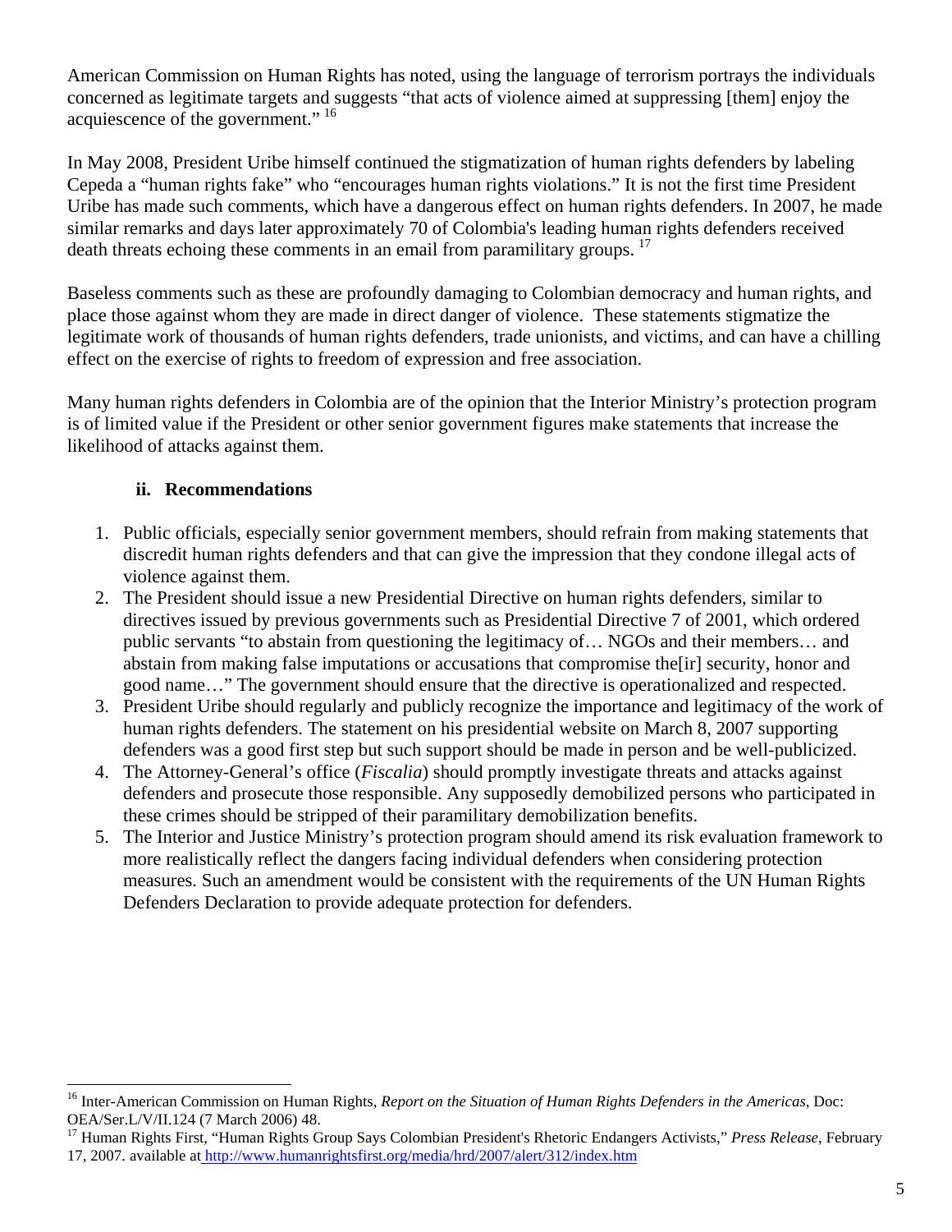American Commission on Human Rights has noted, using the language of terrorism portrays the individuals concerned as legitimate targets and suggests "that acts of violence aimed at suppressing [them] enjoy the acquiescence of the government." [16]

In May 2008, President Uribe himself continued the stigmatization of human rights defenders by labeling Cepeda a "human rights fake" who "encourages human rights violations." It is not the first time President Uribe has made such comments, which have a dangerous effect on human rights defenders. In 2007, he made similar remarks and days later approximately 70 of Colombia's leading human rights defenders received death threats echoing these comments in an email from paramilitary groups. [17]

Baseless comments such as these are profoundly damaging to Colombian democracy and human rights, and place those against whom they are made in direct danger of violence. These statements stigmatize the legitimate work of thousands of human rights defenders, trade unionists, and victims, and can have a chilling effect on the exercise of rights to freedom of expression and free association.

Many human rights defenders in Colombia are of the opinion that the Interior Ministry's protection program is of limited value if the President or other senior government figures make statements that increase the likelihood of attacks against them.

### ii. Recommendations

1. Public officials, especially senior government members, should refrain from making statements that discredit human rights defenders and that can give the impression that they condone illegal acts of violence against them.
2. The President should issue a new Presidential Directive on human rights defenders, similar to directives issued by previous governments such as Presidential Directive 7 of 2001, which ordered public servants "to abstain from questioning the legitimacy of… NGOs and their members… and abstain from making false imputations or accusations that compromise the[ir] security, honor and good name…" The government should ensure that the directive is operationalized and respected.
3. President Uribe should regularly and publicly recognize the importance and legitimacy of the work of human rights defenders. The statement on his presidential website on March 8, 2007 supporting defenders was a good first step but such support should be made in person and be well-publicized.
4. The Attorney-General's office (*Fiscalia*) should promptly investigate threats and attacks against defenders and prosecute those responsible. Any supposedly demobilized persons who participated in these crimes should be stripped of their paramilitary demobilization benefits.
5. The Interior and Justice Ministry's protection program should amend its risk evaluation framework to more realistically reflect the dangers facing individual defenders when considering protection measures. Such an amendment would be consistent with the requirements of the UN Human Rights Defenders Declaration to provide adequate protection for defenders.

---

[16] Inter-American Commission on Human Rights, *Report on the Situation of Human Rights Defenders in the Americas*, Doc: OEA/Ser.L/V/II.124 (7 March 2006) 48.

[17] Human Rights First, "Human Rights Group Says Colombian President's Rhetoric Endangers Activists," *Press Release*, February 17, 2007. available at http://www.humanrightsfirst.org/media/hrd/2007/alert/312/index.htm